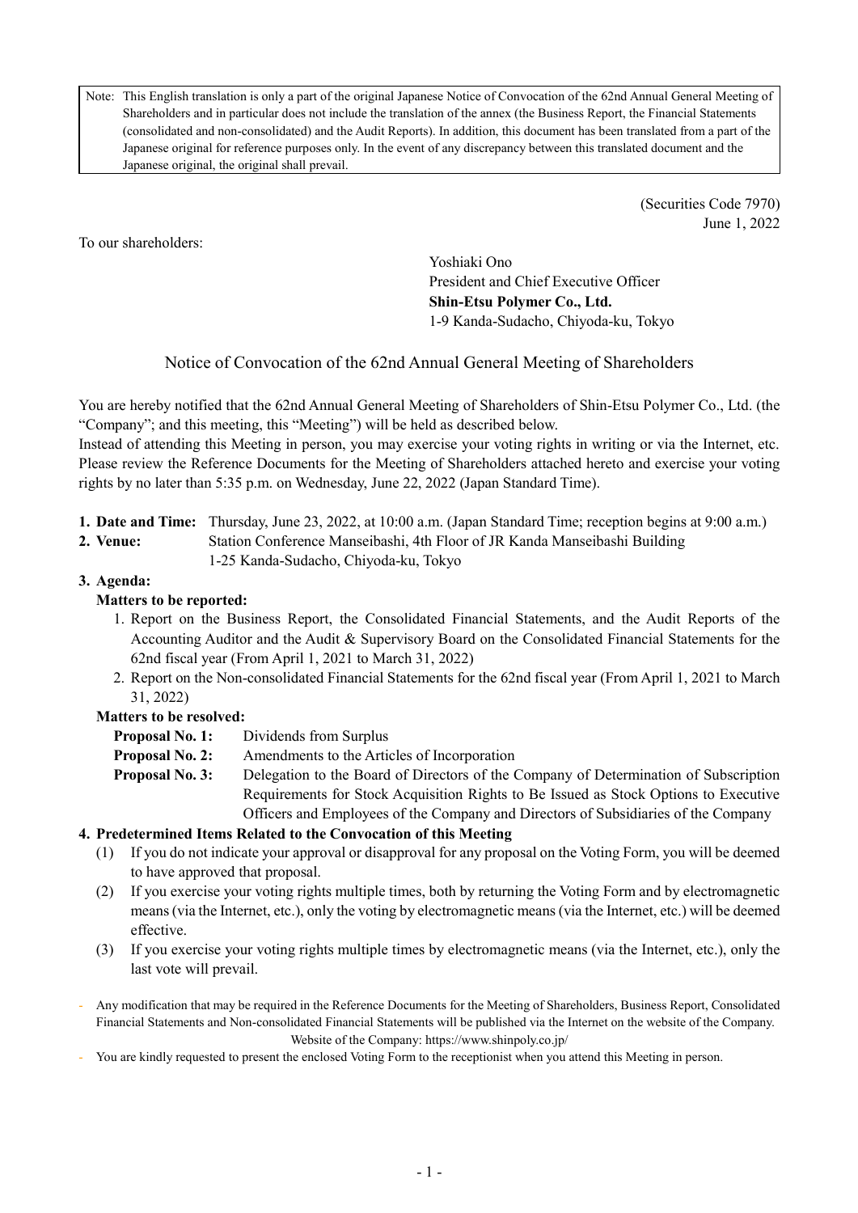> Note: This English translation is only a part of the original Japanese Notice of Convocation of the 62nd Annual General Meeting of Shareholders and in particular does not include the translation of the annex (the Business Report, the Financial Statements (consolidated and non-consolidated) and the Audit Reports). In addition, this document has been translated from a part of the Japanese original for reference purposes only. In the event of any discrepancy between this translated document and the Japanese original, the original shall prevail.

(Securities Code 7970)
June 1, 2022

To our shareholders:

Yoshiaki Ono
President and Chief Executive Officer
**Shin-Etsu Polymer Co., Ltd.**
1-9 Kanda-Sudacho, Chiyoda-ku, Tokyo

# Notice of Convocation of the 62nd Annual General Meeting of Shareholders

You are hereby notified that the 62nd Annual General Meeting of Shareholders of Shin-Etsu Polymer Co., Ltd. (the "Company"; and this meeting, this "Meeting") will be held as described below.
Instead of attending this Meeting in person, you may exercise your voting rights in writing or via the Internet, etc. Please review the Reference Documents for the Meeting of Shareholders attached hereto and exercise your voting rights by no later than 5:35 p.m. on Wednesday, June 22, 2022 (Japan Standard Time).

1. **Date and Time:** Thursday, June 23, 2022, at 10:00 a.m. (Japan Standard Time; reception begins at 9:00 a.m.)
2. **Venue:** Station Conference Manseibashi, 4th Floor of JR Kanda Manseibashi Building
   1-25 Kanda-Sudacho, Chiyoda-ku, Tokyo
3. **Agenda:**

   **Matters to be reported:**
   1. Report on the Business Report, the Consolidated Financial Statements, and the Audit Reports of the Accounting Auditor and the Audit & Supervisory Board on the Consolidated Financial Statements for the 62nd fiscal year (From April 1, 2021 to March 31, 2022)
   2. Report on the Non-consolidated Financial Statements for the 62nd fiscal year (From April 1, 2021 to March 31, 2022)

   **Matters to be resolved:**

   **Proposal No. 1:** Dividends from Surplus
   **Proposal No. 2:** Amendments to the Articles of Incorporation
   **Proposal No. 3:** Delegation to the Board of Directors of the Company of Determination of Subscription Requirements for Stock Acquisition Rights to Be Issued as Stock Options to Executive Officers and Employees of the Company and Directors of Subsidiaries of the Company

4. **Predetermined Items Related to the Convocation of this Meeting**
   (1) If you do not indicate your approval or disapproval for any proposal on the Voting Form, you will be deemed to have approved that proposal.
   (2) If you exercise your voting rights multiple times, both by returning the Voting Form and by electromagnetic means (via the Internet, etc.), only the voting by electromagnetic means (via the Internet, etc.) will be deemed effective.
   (3) If you exercise your voting rights multiple times by electromagnetic means (via the Internet, etc.), only the last vote will prevail.

- Any modification that may be required in the Reference Documents for the Meeting of Shareholders, Business Report, Consolidated Financial Statements and Non-consolidated Financial Statements will be published via the Internet on the website of the Company.
  Website of the Company: https://www.shinpoly.co.jp/
- You are kindly requested to present the enclosed Voting Form to the receptionist when you attend this Meeting in person.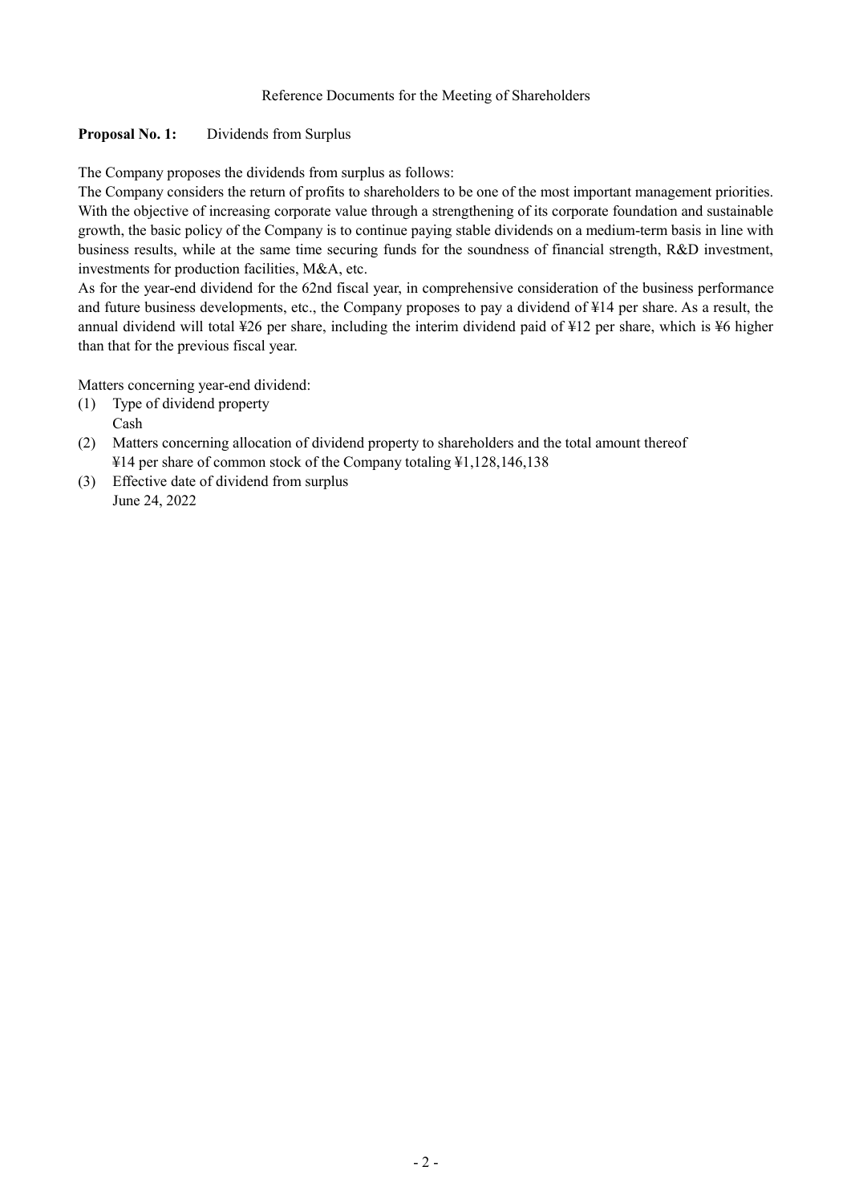# Reference Documents for the Meeting of Shareholders

**Proposal No. 1:** Dividends from Surplus

The Company proposes the dividends from surplus as follows:

The Company considers the return of profits to shareholders to be one of the most important management priorities. With the objective of increasing corporate value through a strengthening of its corporate foundation and sustainable growth, the basic policy of the Company is to continue paying stable dividends on a medium-term basis in line with business results, while at the same time securing funds for the soundness of financial strength, R&D investment, investments for production facilities, M&A, etc.

As for the year-end dividend for the 62nd fiscal year, in comprehensive consideration of the business performance and future business developments, etc., the Company proposes to pay a dividend of ¥14 per share. As a result, the annual dividend will total ¥26 per share, including the interim dividend paid of ¥12 per share, which is ¥6 higher than that for the previous fiscal year.

Matters concerning year-end dividend:

(1) Type of dividend property
Cash

(2) Matters concerning allocation of dividend property to shareholders and the total amount thereof
¥14 per share of common stock of the Company totaling ¥1,128,146,138

(3) Effective date of dividend from surplus
June 24, 2022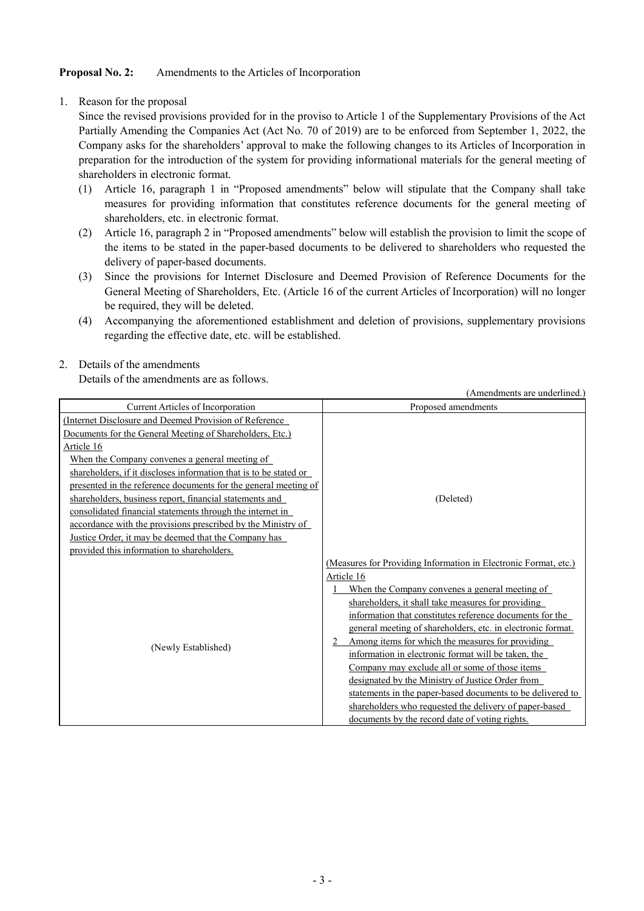**Proposal No. 2:** Amendments to the Articles of Incorporation

1. Reason for the proposal

   Since the revised provisions provided for in the proviso to Article 1 of the Supplementary Provisions of the Act Partially Amending the Companies Act (Act No. 70 of 2019) are to be enforced from September 1, 2022, the Company asks for the shareholders' approval to make the following changes to its Articles of Incorporation in preparation for the introduction of the system for providing informational materials for the general meeting of shareholders in electronic format.

   (1) Article 16, paragraph 1 in "Proposed amendments" below will stipulate that the Company shall take measures for providing information that constitutes reference documents for the general meeting of shareholders, etc. in electronic format.

   (2) Article 16, paragraph 2 in "Proposed amendments" below will establish the provision to limit the scope of the items to be stated in the paper-based documents to be delivered to shareholders who requested the delivery of paper-based documents.

   (3) Since the provisions for Internet Disclosure and Deemed Provision of Reference Documents for the General Meeting of Shareholders, Etc. (Article 16 of the current Articles of Incorporation) will no longer be required, they will be deleted.

   (4) Accompanying the aforementioned establishment and deletion of provisions, supplementary provisions regarding the effective date, etc. will be established.

2. Details of the amendments

   Details of the amendments are as follows.

(Amendments are underlined.)

| Current Articles of Incorporation | Proposed amendments |
|---|---|
| (Internet Disclosure and Deemed Provision of Reference Documents for the General Meeting of Shareholders, Etc.)<br>Article 16<br>When the Company convenes a general meeting of shareholders, if it discloses information that is to be stated or presented in the reference documents for the general meeting of shareholders, business report, financial statements and consolidated financial statements through the internet in accordance with the provisions prescribed by the Ministry of Justice Order, it may be deemed that the Company has provided this information to shareholders. | (Deleted) |
| (Newly Established) | (Measures for Providing Information in Electronic Format, etc.)<br>Article 16<br>1 When the Company convenes a general meeting of shareholders, it shall take measures for providing information that constitutes reference documents for the general meeting of shareholders, etc. in electronic format.<br>2 Among items for which the measures for providing information in electronic format will be taken, the Company may exclude all or some of those items designated by the Ministry of Justice Order from statements in the paper-based documents to be delivered to shareholders who requested the delivery of paper-based documents by the record date of voting rights. |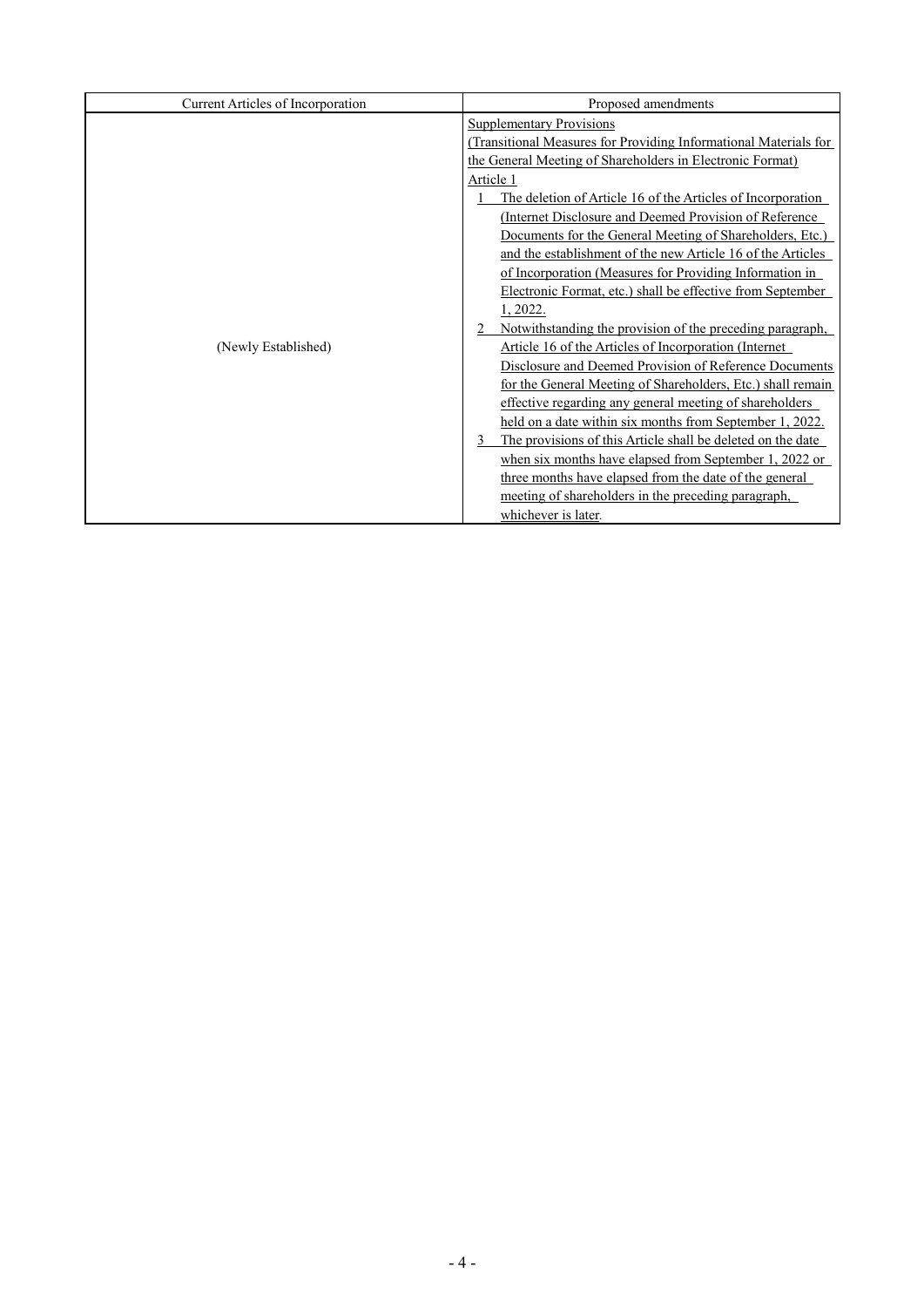| Current Articles of Incorporation | Proposed amendments |
|---|---|
| (Newly Established) | Supplementary Provisions<br>(Transitional Measures for Providing Informational Materials for the General Meeting of Shareholders in Electronic Format)<br>Article 1<br>1 The deletion of Article 16 of the Articles of Incorporation (Internet Disclosure and Deemed Provision of Reference Documents for the General Meeting of Shareholders, Etc.) and the establishment of the new Article 16 of the Articles of Incorporation (Measures for Providing Information in Electronic Format, etc.) shall be effective from September 1, 2022.<br>2 Notwithstanding the provision of the preceding paragraph, Article 16 of the Articles of Incorporation (Internet Disclosure and Deemed Provision of Reference Documents for the General Meeting of Shareholders, Etc.) shall remain effective regarding any general meeting of shareholders held on a date within six months from September 1, 2022.<br>3 The provisions of this Article shall be deleted on the date when six months have elapsed from September 1, 2022 or three months have elapsed from the date of the general meeting of shareholders in the preceding paragraph, whichever is later. |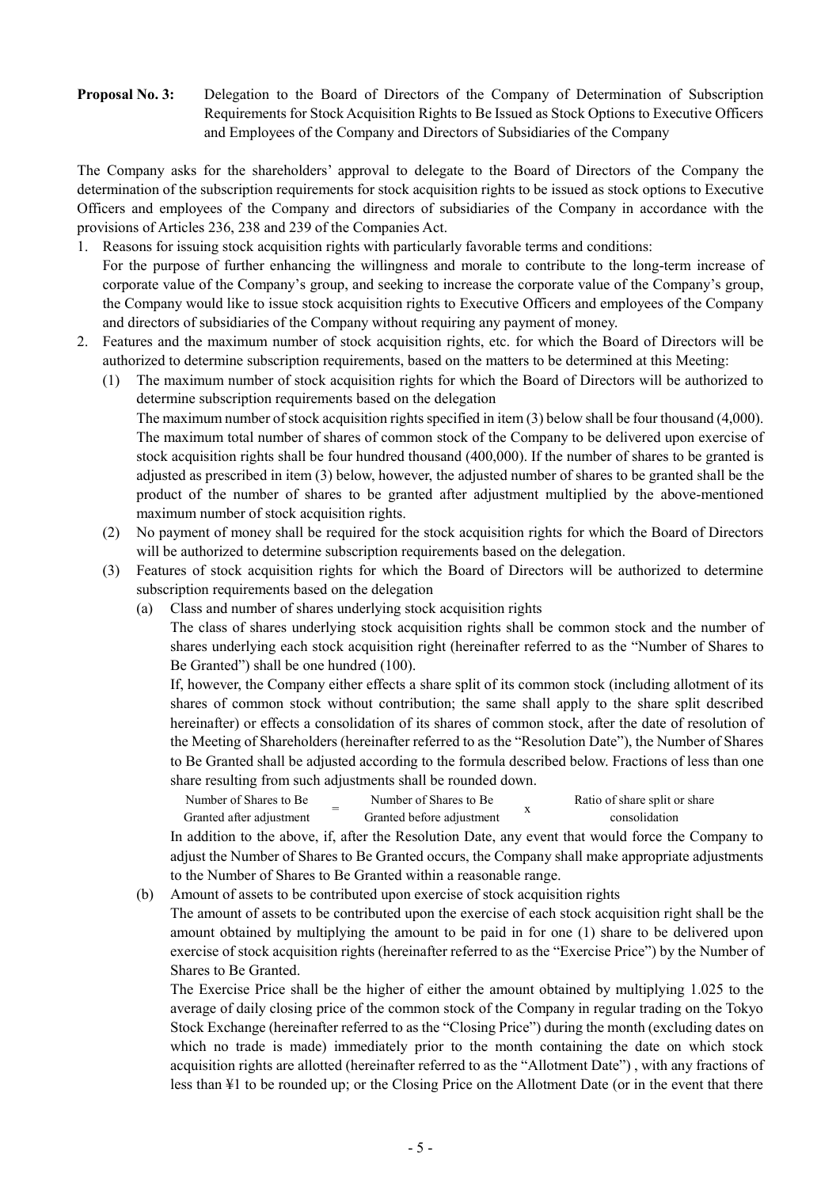**Proposal No. 3:** Delegation to the Board of Directors of the Company of Determination of Subscription Requirements for Stock Acquisition Rights to Be Issued as Stock Options to Executive Officers and Employees of the Company and Directors of Subsidiaries of the Company

The Company asks for the shareholders' approval to delegate to the Board of Directors of the Company the determination of the subscription requirements for stock acquisition rights to be issued as stock options to Executive Officers and employees of the Company and directors of subsidiaries of the Company in accordance with the provisions of Articles 236, 238 and 239 of the Companies Act.

1. Reasons for issuing stock acquisition rights with particularly favorable terms and conditions:
   For the purpose of further enhancing the willingness and morale to contribute to the long-term increase of corporate value of the Company's group, and seeking to increase the corporate value of the Company's group, the Company would like to issue stock acquisition rights to Executive Officers and employees of the Company and directors of subsidiaries of the Company without requiring any payment of money.
2. Features and the maximum number of stock acquisition rights, etc. for which the Board of Directors will be authorized to determine subscription requirements, based on the matters to be determined at this Meeting:
   (1) The maximum number of stock acquisition rights for which the Board of Directors will be authorized to determine subscription requirements based on the delegation
   The maximum number of stock acquisition rights specified in item (3) below shall be four thousand (4,000). The maximum total number of shares of common stock of the Company to be delivered upon exercise of stock acquisition rights shall be four hundred thousand (400,000). If the number of shares to be granted is adjusted as prescribed in item (3) below, however, the adjusted number of shares to be granted shall be the product of the number of shares to be granted after adjustment multiplied by the above-mentioned maximum number of stock acquisition rights.
   (2) No payment of money shall be required for the stock acquisition rights for which the Board of Directors will be authorized to determine subscription requirements based on the delegation.
   (3) Features of stock acquisition rights for which the Board of Directors will be authorized to determine subscription requirements based on the delegation
      (a) Class and number of shares underlying stock acquisition rights
      The class of shares underlying stock acquisition rights shall be common stock and the number of shares underlying each stock acquisition right (hereinafter referred to as the "Number of Shares to Be Granted") shall be one hundred (100).
      If, however, the Company either effects a share split of its common stock (including allotment of its shares of common stock without contribution; the same shall apply to the share split described hereinafter) or effects a consolidation of its shares of common stock, after the date of resolution of the Meeting of Shareholders (hereinafter referred to as the "Resolution Date"), the Number of Shares to Be Granted shall be adjusted according to the formula described below. Fractions of less than one share resulting from such adjustments shall be rounded down.

      $$\text{Number of Shares to Be Granted after adjustment} = \text{Number of Shares to Be Granted before adjustment} \times \text{Ratio of share split or share consolidation}$$

      In addition to the above, if, after the Resolution Date, any event that would force the Company to adjust the Number of Shares to Be Granted occurs, the Company shall make appropriate adjustments to the Number of Shares to Be Granted within a reasonable range.
      (b) Amount of assets to be contributed upon exercise of stock acquisition rights
      The amount of assets to be contributed upon the exercise of each stock acquisition right shall be the amount obtained by multiplying the amount to be paid in for one (1) share to be delivered upon exercise of stock acquisition rights (hereinafter referred to as the "Exercise Price") by the Number of Shares to Be Granted.
      The Exercise Price shall be the higher of either the amount obtained by multiplying 1.025 to the average of daily closing price of the common stock of the Company in regular trading on the Tokyo Stock Exchange (hereinafter referred to as the "Closing Price") during the month (excluding dates on which no trade is made) immediately prior to the month containing the date on which stock acquisition rights are allotted (hereinafter referred to as the "Allotment Date") , with any fractions of less than ¥1 to be rounded up; or the Closing Price on the Allotment Date (or in the event that there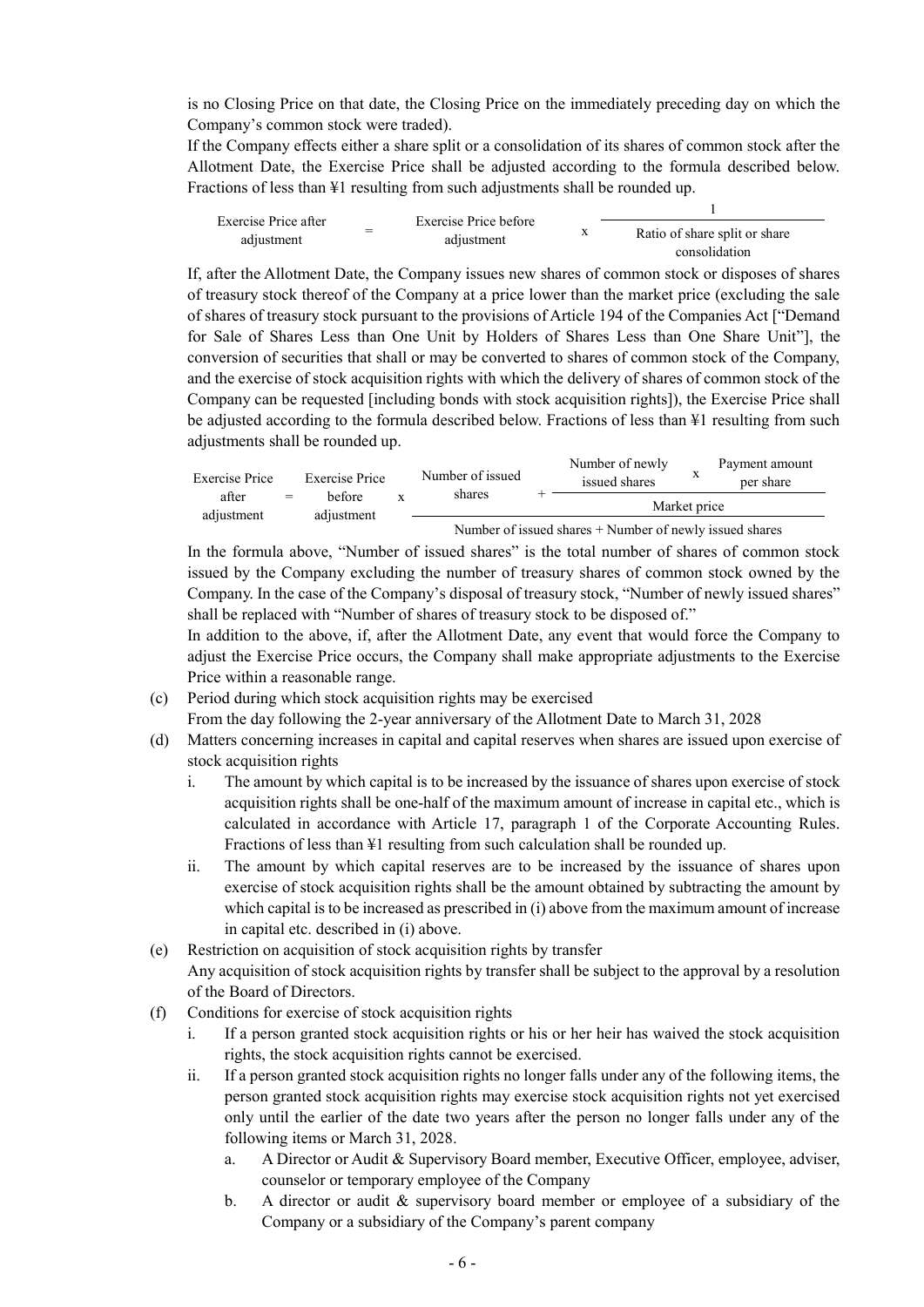is no Closing Price on that date, the Closing Price on the immediately preceding day on which the Company's common stock were traded).

If the Company effects either a share split or a consolidation of its shares of common stock after the Allotment Date, the Exercise Price shall be adjusted according to the formula described below. Fractions of less than ¥1 resulting from such adjustments shall be rounded up.

$$\text{Exercise Price after adjustment} = \text{Exercise Price before adjustment} \times \frac{1}{\text{Ratio of share split or share consolidation}}$$

If, after the Allotment Date, the Company issues new shares of common stock or disposes of shares of treasury stock thereof of the Company at a price lower than the market price (excluding the sale of shares of treasury stock pursuant to the provisions of Article 194 of the Companies Act ["Demand for Sale of Shares Less than One Unit by Holders of Shares Less than One Share Unit"], the conversion of securities that shall or may be converted to shares of common stock of the Company, and the exercise of stock acquisition rights with which the delivery of shares of common stock of the Company can be requested [including bonds with stock acquisition rights]), the Exercise Price shall be adjusted according to the formula described below. Fractions of less than ¥1 resulting from such adjustments shall be rounded up.

$$\text{Exercise Price after adjustment} = \text{Exercise Price before adjustment} \times \frac{\text{Number of issued shares} + \dfrac{\text{Number of newly issued shares} \times \text{Payment amount per share}}{\text{Market price}}}{\text{Number of issued shares} + \text{Number of newly issued shares}}$$

In the formula above, "Number of issued shares" is the total number of shares of common stock issued by the Company excluding the number of treasury shares of common stock owned by the Company. In the case of the Company's disposal of treasury stock, "Number of newly issued shares" shall be replaced with "Number of shares of treasury stock to be disposed of."

In addition to the above, if, after the Allotment Date, any event that would force the Company to adjust the Exercise Price occurs, the Company shall make appropriate adjustments to the Exercise Price within a reasonable range.

(c) Period during which stock acquisition rights may be exercised
From the day following the 2-year anniversary of the Allotment Date to March 31, 2028

(d) Matters concerning increases in capital and capital reserves when shares are issued upon exercise of stock acquisition rights
   i. The amount by which capital is to be increased by the issuance of shares upon exercise of stock acquisition rights shall be one-half of the maximum amount of increase in capital etc., which is calculated in accordance with Article 17, paragraph 1 of the Corporate Accounting Rules. Fractions of less than ¥1 resulting from such calculation shall be rounded up.
   ii. The amount by which capital reserves are to be increased by the issuance of shares upon exercise of stock acquisition rights shall be the amount obtained by subtracting the amount by which capital is to be increased as prescribed in (i) above from the maximum amount of increase in capital etc. described in (i) above.

(e) Restriction on acquisition of stock acquisition rights by transfer
Any acquisition of stock acquisition rights by transfer shall be subject to the approval by a resolution of the Board of Directors.

(f) Conditions for exercise of stock acquisition rights
   i. If a person granted stock acquisition rights or his or her heir has waived the stock acquisition rights, the stock acquisition rights cannot be exercised.
   ii. If a person granted stock acquisition rights no longer falls under any of the following items, the person granted stock acquisition rights may exercise stock acquisition rights not yet exercised only until the earlier of the date two years after the person no longer falls under any of the following items or March 31, 2028.
      a. A Director or Audit & Supervisory Board member, Executive Officer, employee, adviser, counselor or temporary employee of the Company
      b. A director or audit & supervisory board member or employee of a subsidiary of the Company or a subsidiary of the Company's parent company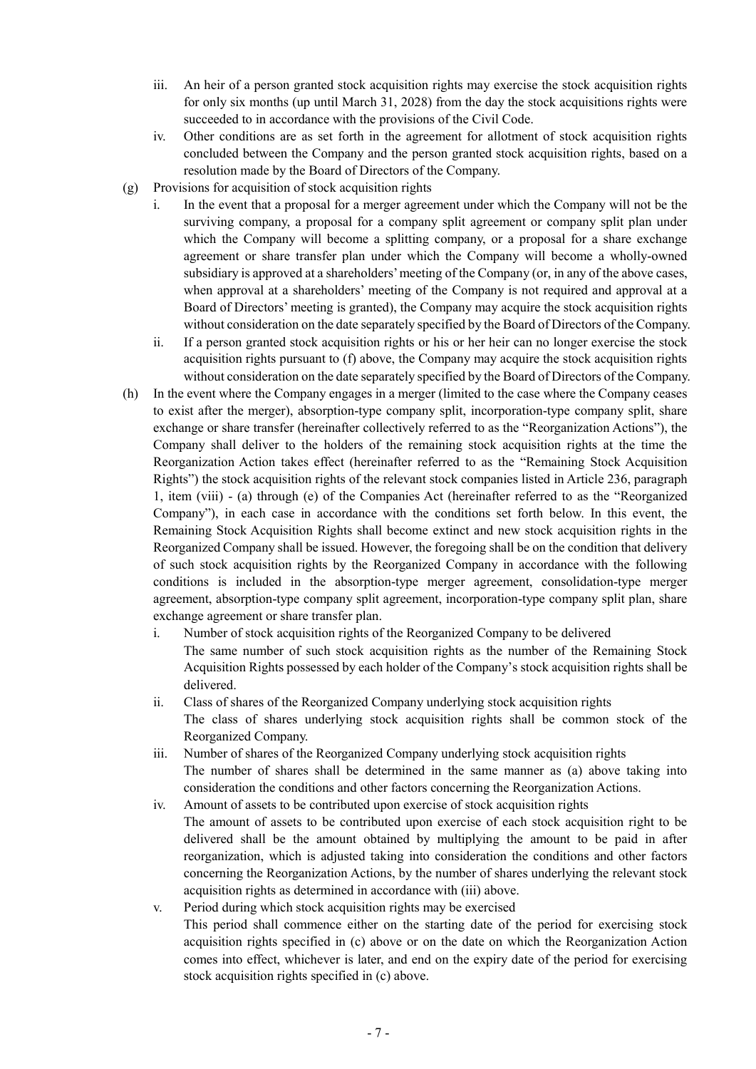iii. An heir of a person granted stock acquisition rights may exercise the stock acquisition rights for only six months (up until March 31, 2028) from the day the stock acquisitions rights were succeeded to in accordance with the provisions of the Civil Code.

iv. Other conditions are as set forth in the agreement for allotment of stock acquisition rights concluded between the Company and the person granted stock acquisition rights, based on a resolution made by the Board of Directors of the Company.

(g) Provisions for acquisition of stock acquisition rights

i. In the event that a proposal for a merger agreement under which the Company will not be the surviving company, a proposal for a company split agreement or company split plan under which the Company will become a splitting company, or a proposal for a share exchange agreement or share transfer plan under which the Company will become a wholly-owned subsidiary is approved at a shareholders' meeting of the Company (or, in any of the above cases, when approval at a shareholders' meeting of the Company is not required and approval at a Board of Directors' meeting is granted), the Company may acquire the stock acquisition rights without consideration on the date separately specified by the Board of Directors of the Company.

ii. If a person granted stock acquisition rights or his or her heir can no longer exercise the stock acquisition rights pursuant to (f) above, the Company may acquire the stock acquisition rights without consideration on the date separately specified by the Board of Directors of the Company.

(h) In the event where the Company engages in a merger (limited to the case where the Company ceases to exist after the merger), absorption-type company split, incorporation-type company split, share exchange or share transfer (hereinafter collectively referred to as the "Reorganization Actions"), the Company shall deliver to the holders of the remaining stock acquisition rights at the time the Reorganization Action takes effect (hereinafter referred to as the "Remaining Stock Acquisition Rights") the stock acquisition rights of the relevant stock companies listed in Article 236, paragraph 1, item (viii) - (a) through (e) of the Companies Act (hereinafter referred to as the "Reorganized Company"), in each case in accordance with the conditions set forth below. In this event, the Remaining Stock Acquisition Rights shall become extinct and new stock acquisition rights in the Reorganized Company shall be issued. However, the foregoing shall be on the condition that delivery of such stock acquisition rights by the Reorganized Company in accordance with the following conditions is included in the absorption-type merger agreement, consolidation-type merger agreement, absorption-type company split agreement, incorporation-type company split plan, share exchange agreement or share transfer plan.

i. Number of stock acquisition rights of the Reorganized Company to be delivered
The same number of such stock acquisition rights as the number of the Remaining Stock Acquisition Rights possessed by each holder of the Company's stock acquisition rights shall be delivered.

ii. Class of shares of the Reorganized Company underlying stock acquisition rights
The class of shares underlying stock acquisition rights shall be common stock of the Reorganized Company.

iii. Number of shares of the Reorganized Company underlying stock acquisition rights
The number of shares shall be determined in the same manner as (a) above taking into consideration the conditions and other factors concerning the Reorganization Actions.

iv. Amount of assets to be contributed upon exercise of stock acquisition rights
The amount of assets to be contributed upon exercise of each stock acquisition right to be delivered shall be the amount obtained by multiplying the amount to be paid in after reorganization, which is adjusted taking into consideration the conditions and other factors concerning the Reorganization Actions, by the number of shares underlying the relevant stock acquisition rights as determined in accordance with (iii) above.

v. Period during which stock acquisition rights may be exercised
This period shall commence either on the starting date of the period for exercising stock acquisition rights specified in (c) above or on the date on which the Reorganization Action comes into effect, whichever is later, and end on the expiry date of the period for exercising stock acquisition rights specified in (c) above.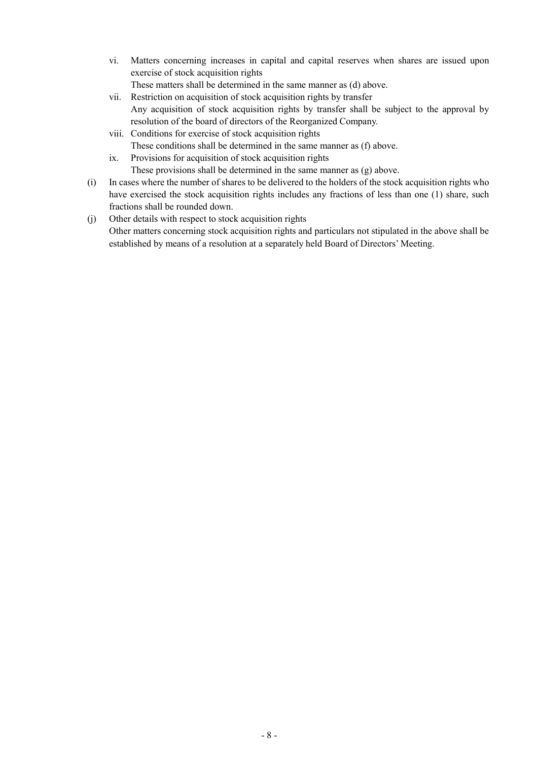vi. Matters concerning increases in capital and capital reserves when shares are issued upon exercise of stock acquisition rights
    These matters shall be determined in the same manner as (d) above.

vii. Restriction on acquisition of stock acquisition rights by transfer
    Any acquisition of stock acquisition rights by transfer shall be subject to the approval by resolution of the board of directors of the Reorganized Company.

viii. Conditions for exercise of stock acquisition rights
    These conditions shall be determined in the same manner as (f) above.

ix. Provisions for acquisition of stock acquisition rights
    These provisions shall be determined in the same manner as (g) above.

(i) In cases where the number of shares to be delivered to the holders of the stock acquisition rights who have exercised the stock acquisition rights includes any fractions of less than one (1) share, such fractions shall be rounded down.

(j) Other details with respect to stock acquisition rights
    Other matters concerning stock acquisition rights and particulars not stipulated in the above shall be established by means of a resolution at a separately held Board of Directors' Meeting.